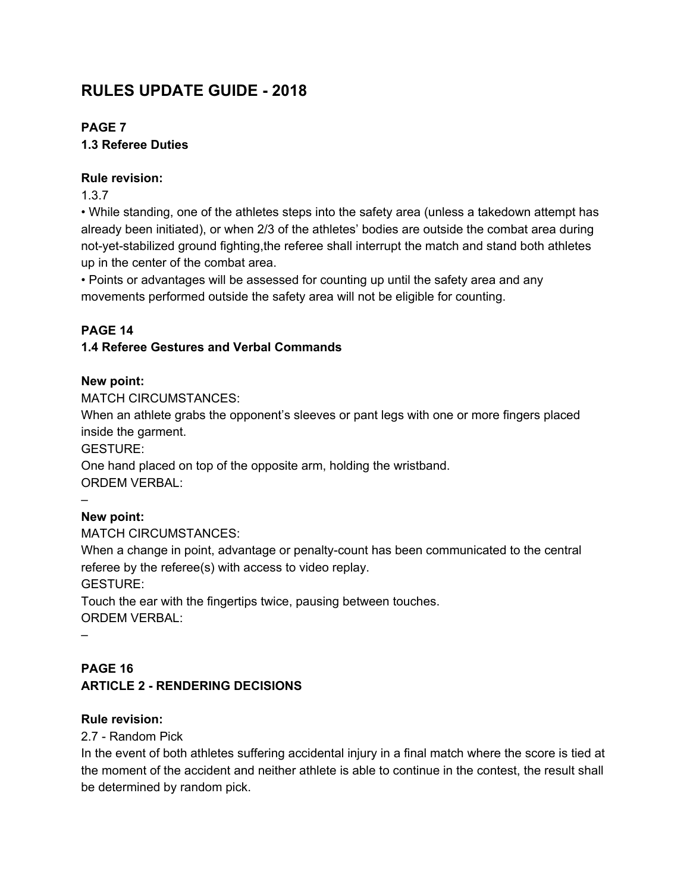# RULES UPDATE GUIDE - 2018

**PAGE 7**
**1.3 Referee Duties**

**Rule revision:**
1.3.7

- While standing, one of the athletes steps into the safety area (unless a takedown attempt has already been initiated), or when 2/3 of the athletes' bodies are outside the combat area during not-yet-stabilized ground fighting,the referee shall interrupt the match and stand both athletes up in the center of the combat area.
- Points or advantages will be assessed for counting up until the safety area and any movements performed outside the safety area will not be eligible for counting.

**PAGE 14**
**1.4 Referee Gestures and Verbal Commands**

**New point:**
MATCH CIRCUMSTANCES:
When an athlete grabs the opponent's sleeves or pant legs with one or more fingers placed inside the garment.
GESTURE:
One hand placed on top of the opposite arm, holding the wristband.
ORDEM VERBAL:
–

**New point:**
MATCH CIRCUMSTANCES:
When a change in point, advantage or penalty-count has been communicated to the central referee by the referee(s) with access to video replay.
GESTURE:
Touch the ear with the fingertips twice, pausing between touches.
ORDEM VERBAL:
–

**PAGE 16**
**ARTICLE 2 - RENDERING DECISIONS**

**Rule revision:**
2.7 - Random Pick
In the event of both athletes suffering accidental injury in a final match where the score is tied at the moment of the accident and neither athlete is able to continue in the contest, the result shall be determined by random pick.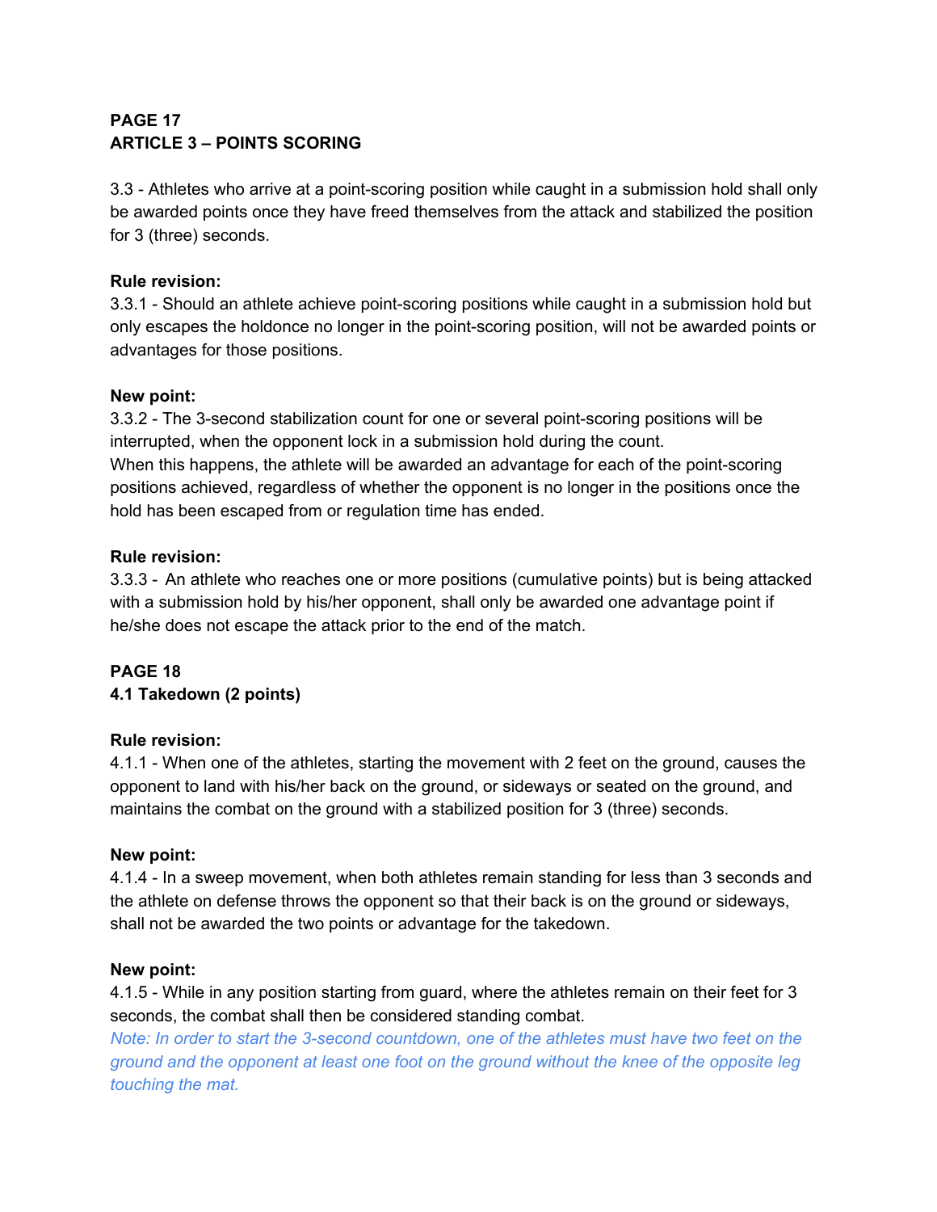**PAGE 17**
**ARTICLE 3 – POINTS SCORING**

3.3 - Athletes who arrive at a point-scoring position while caught in a submission hold shall only be awarded points once they have freed themselves from the attack and stabilized the position for 3 (three) seconds.

**Rule revision:**
3.3.1 - Should an athlete achieve point-scoring positions while caught in a submission hold but only escapes the holdonce no longer in the point-scoring position, will not be awarded points or advantages for those positions.

**New point:**
3.3.2 - The 3-second stabilization count for one or several point-scoring positions will be interrupted, when the opponent lock in a submission hold during the count.
When this happens, the athlete will be awarded an advantage for each of the point-scoring positions achieved, regardless of whether the opponent is no longer in the positions once the hold has been escaped from or regulation time has ended.

**Rule revision:**
3.3.3 - An athlete who reaches one or more positions (cumulative points) but is being attacked with a submission hold by his/her opponent, shall only be awarded one advantage point if he/she does not escape the attack prior to the end of the match.

**PAGE 18**
**4.1 Takedown (2 points)**

**Rule revision:**
4.1.1 - When one of the athletes, starting the movement with 2 feet on the ground, causes the opponent to land with his/her back on the ground, or sideways or seated on the ground, and maintains the combat on the ground with a stabilized position for 3 (three) seconds.

**New point:**
4.1.4 - In a sweep movement, when both athletes remain standing for less than 3 seconds and the athlete on defense throws the opponent so that their back is on the ground or sideways, shall not be awarded the two points or advantage for the takedown.

**New point:**
4.1.5 - While in any position starting from guard, where the athletes remain on their feet for 3 seconds, the combat shall then be considered standing combat.
*Note: In order to start the 3-second countdown, one of the athletes must have two feet on the ground and the opponent at least one foot on the ground without the knee of the opposite leg touching the mat.*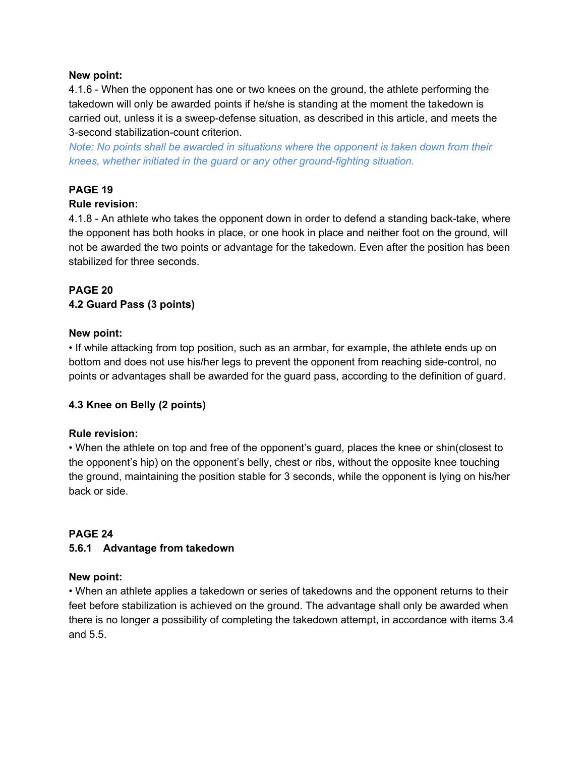**New point:**

4.1.6 - When the opponent has one or two knees on the ground, the athlete performing the takedown will only be awarded points if he/she is standing at the moment the takedown is carried out, unless it is a sweep-defense situation, as described in this article, and meets the 3-second stabilization-count criterion.

*Note: No points shall be awarded in situations where the opponent is taken down from their knees, whether initiated in the guard or any other ground-fighting situation.*

**PAGE 19**

**Rule revision:**

4.1.8 - An athlete who takes the opponent down in order to defend a standing back-take, where the opponent has both hooks in place, or one hook in place and neither foot on the ground, will not be awarded the two points or advantage for the takedown. Even after the position has been stabilized for three seconds.

**PAGE 20**

**4.2 Guard Pass (3 points)**

**New point:**

• If while attacking from top position, such as an armbar, for example, the athlete ends up on bottom and does not use his/her legs to prevent the opponent from reaching side-control, no points or advantages shall be awarded for the guard pass, according to the definition of guard.

**4.3 Knee on Belly (2 points)**

**Rule revision:**

• When the athlete on top and free of the opponent's guard, places the knee or shin(closest to the opponent's hip) on the opponent's belly, chest or ribs, without the opposite knee touching the ground, maintaining the position stable for 3 seconds, while the opponent is lying on his/her back or side.

**PAGE 24**

**5.6.1 Advantage from takedown**

**New point:**

• When an athlete applies a takedown or series of takedowns and the opponent returns to their feet before stabilization is achieved on the ground. The advantage shall only be awarded when there is no longer a possibility of completing the takedown attempt, in accordance with items 3.4 and 5.5.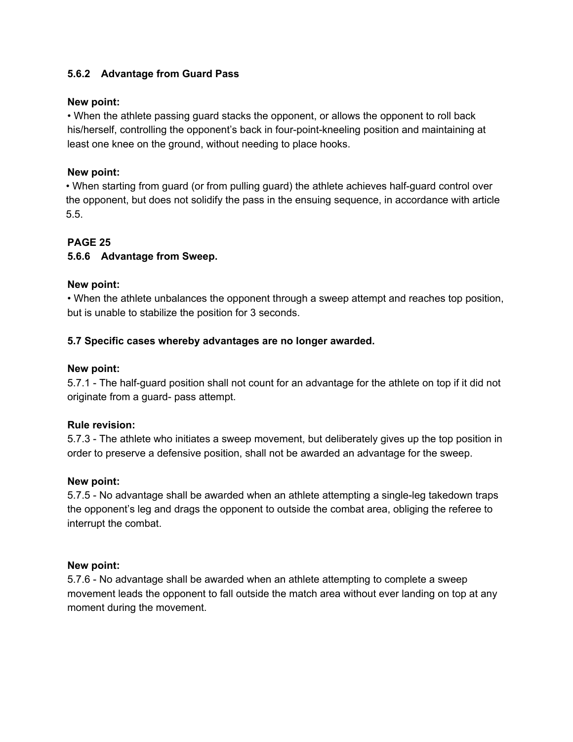**5.6.2 Advantage from Guard Pass**

**New point:**

• When the athlete passing guard stacks the opponent, or allows the opponent to roll back his/herself, controlling the opponent's back in four-point-kneeling position and maintaining at least one knee on the ground, without needing to place hooks.

**New point:**

• When starting from guard (or from pulling guard) the athlete achieves half-guard control over the opponent, but does not solidify the pass in the ensuing sequence, in accordance with article 5.5.

**PAGE 25**

**5.6.6 Advantage from Sweep.**

**New point:**

• When the athlete unbalances the opponent through a sweep attempt and reaches top position, but is unable to stabilize the position for 3 seconds.

**5.7 Specific cases whereby advantages are no longer awarded.**

**New point:**

5.7.1 - The half-guard position shall not count for an advantage for the athlete on top if it did not originate from a guard- pass attempt.

**Rule revision:**

5.7.3 - The athlete who initiates a sweep movement, but deliberately gives up the top position in order to preserve a defensive position, shall not be awarded an advantage for the sweep.

**New point:**

5.7.5 - No advantage shall be awarded when an athlete attempting a single-leg takedown traps the opponent's leg and drags the opponent to outside the combat area, obliging the referee to interrupt the combat.

**New point:**

5.7.6 - No advantage shall be awarded when an athlete attempting to complete a sweep movement leads the opponent to fall outside the match area without ever landing on top at any moment during the movement.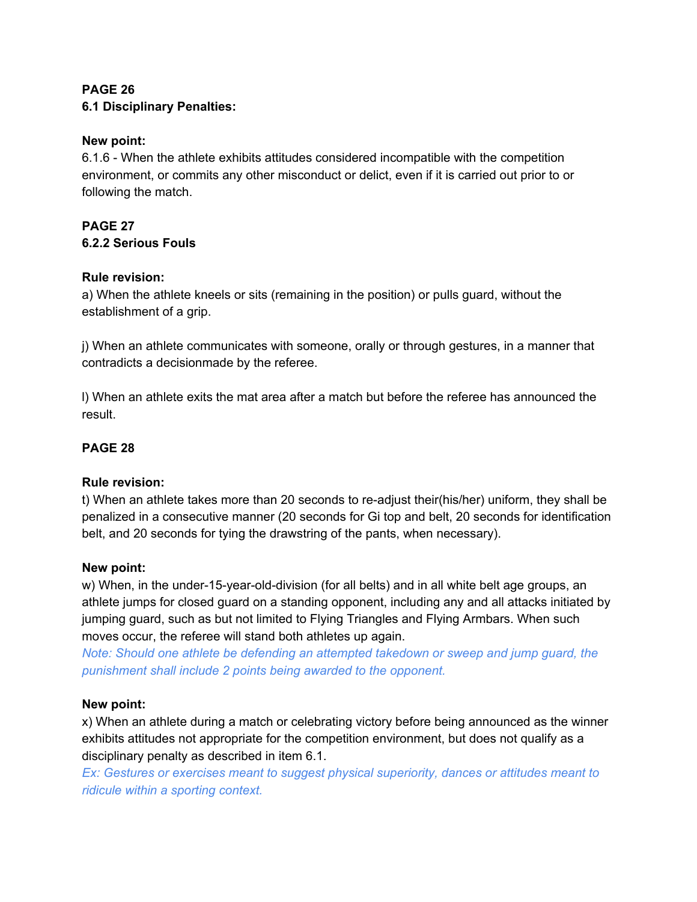**PAGE 26**
**6.1 Disciplinary Penalties:**

**New point:**
6.1.6 - When the athlete exhibits attitudes considered incompatible with the competition environment, or commits any other misconduct or delict, even if it is carried out prior to or following the match.

**PAGE 27**
**6.2.2 Serious Fouls**

**Rule revision:**
a) When the athlete kneels or sits (remaining in the position) or pulls guard, without the establishment of a grip.

j) When an athlete communicates with someone, orally or through gestures, in a manner that contradicts a decisionmade by the referee.

l) When an athlete exits the mat area after a match but before the referee has announced the result.

**PAGE 28**

**Rule revision:**
t) When an athlete takes more than 20 seconds to re-adjust their(his/her) uniform, they shall be penalized in a consecutive manner (20 seconds for Gi top and belt, 20 seconds for identification belt, and 20 seconds for tying the drawstring of the pants, when necessary).

**New point:**
w) When, in the under-15-year-old-division (for all belts) and in all white belt age groups, an athlete jumps for closed guard on a standing opponent, including any and all attacks initiated by jumping guard, such as but not limited to Flying Triangles and Flying Armbars. When such moves occur, the referee will stand both athletes up again.
*Note: Should one athlete be defending an attempted takedown or sweep and jump guard, the punishment shall include 2 points being awarded to the opponent.*

**New point:**
x) When an athlete during a match or celebrating victory before being announced as the winner exhibits attitudes not appropriate for the competition environment, but does not qualify as a disciplinary penalty as described in item 6.1.
*Ex: Gestures or exercises meant to suggest physical superiority, dances or attitudes meant to ridicule within a sporting context.*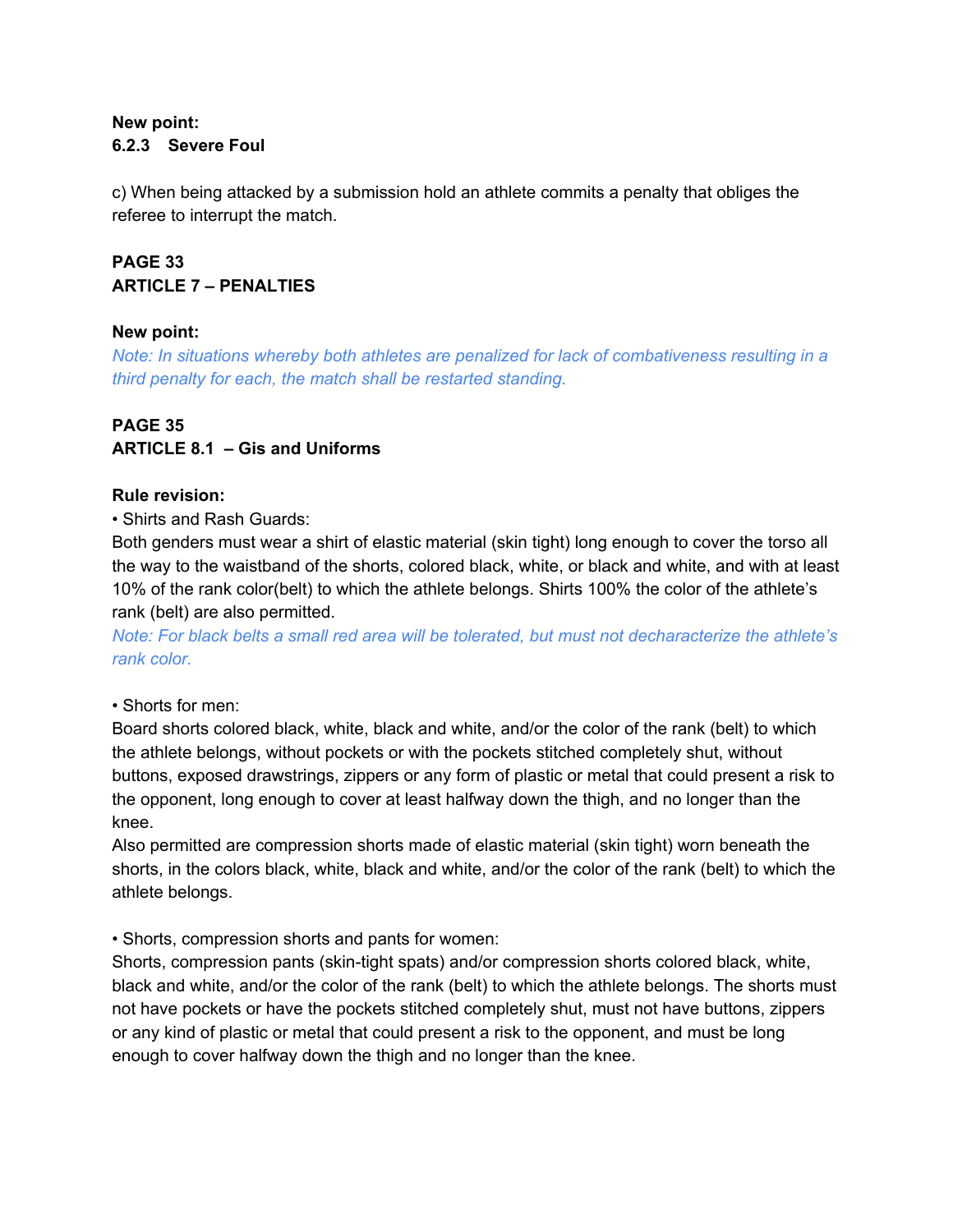**New point:**
**6.2.3 Severe Foul**

c) When being attacked by a submission hold an athlete commits a penalty that obliges the referee to interrupt the match.

**PAGE 33**
**ARTICLE 7 – PENALTIES**

**New point:**
*Note: In situations whereby both athletes are penalized for lack of combativeness resulting in a third penalty for each, the match shall be restarted standing.*

**PAGE 35**
**ARTICLE 8.1 – Gis and Uniforms**

**Rule revision:**
• Shirts and Rash Guards:
Both genders must wear a shirt of elastic material (skin tight) long enough to cover the torso all the way to the waistband of the shorts, colored black, white, or black and white, and with at least 10% of the rank color(belt) to which the athlete belongs. Shirts 100% the color of the athlete's rank (belt) are also permitted.
*Note: For black belts a small red area will be tolerated, but must not decharacterize the athlete's rank color.*

• Shorts for men:
Board shorts colored black, white, black and white, and/or the color of the rank (belt) to which the athlete belongs, without pockets or with the pockets stitched completely shut, without buttons, exposed drawstrings, zippers or any form of plastic or metal that could present a risk to the opponent, long enough to cover at least halfway down the thigh, and no longer than the knee.
Also permitted are compression shorts made of elastic material (skin tight) worn beneath the shorts, in the colors black, white, black and white, and/or the color of the rank (belt) to which the athlete belongs.

• Shorts, compression shorts and pants for women:
Shorts, compression pants (skin-tight spats) and/or compression shorts colored black, white, black and white, and/or the color of the rank (belt) to which the athlete belongs. The shorts must not have pockets or have the pockets stitched completely shut, must not have buttons, zippers or any kind of plastic or metal that could present a risk to the opponent, and must be long enough to cover halfway down the thigh and no longer than the knee.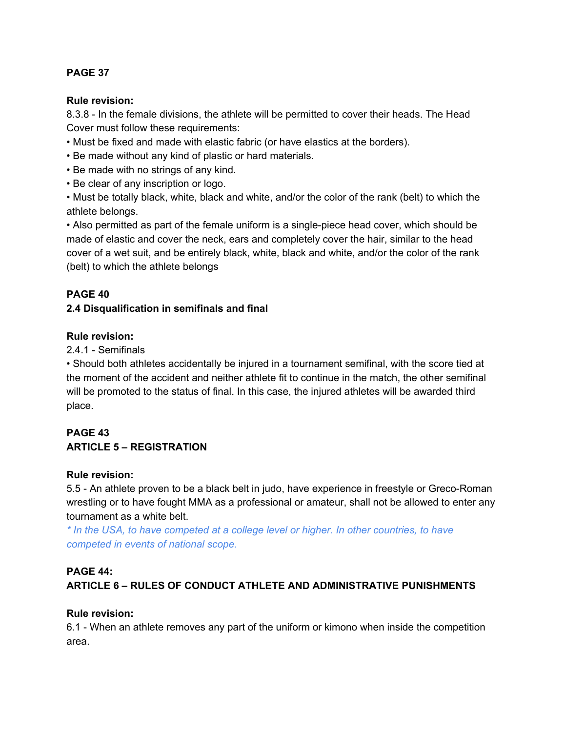**PAGE 37**

**Rule revision:**

8.3.8 - In the female divisions, the athlete will be permitted to cover their heads. The Head Cover must follow these requirements:

- Must be fixed and made with elastic fabric (or have elastics at the borders).
- Be made without any kind of plastic or hard materials.
- Be made with no strings of any kind.
- Be clear of any inscription or logo.
- Must be totally black, white, black and white, and/or the color of the rank (belt) to which the athlete belongs.
- Also permitted as part of the female uniform is a single-piece head cover, which should be made of elastic and cover the neck, ears and completely cover the hair, similar to the head cover of a wet suit, and be entirely black, white, black and white, and/or the color of the rank (belt) to which the athlete belongs

**PAGE 40**

**2.4 Disqualification in semifinals and final**

**Rule revision:**

2.4.1 - Semifinals

- Should both athletes accidentally be injured in a tournament semifinal, with the score tied at the moment of the accident and neither athlete fit to continue in the match, the other semifinal will be promoted to the status of final. In this case, the injured athletes will be awarded third place.

**PAGE 43**

**ARTICLE 5 – REGISTRATION**

**Rule revision:**

5.5 - An athlete proven to be a black belt in judo, have experience in freestyle or Greco-Roman wrestling or to have fought MMA as a professional or amateur, shall not be allowed to enter any tournament as a white belt.

*\* In the USA, to have competed at a college level or higher. In other countries, to have competed in events of national scope.*

**PAGE 44:**

**ARTICLE 6 – RULES OF CONDUCT ATHLETE AND ADMINISTRATIVE PUNISHMENTS**

**Rule revision:**

6.1 - When an athlete removes any part of the uniform or kimono when inside the competition area.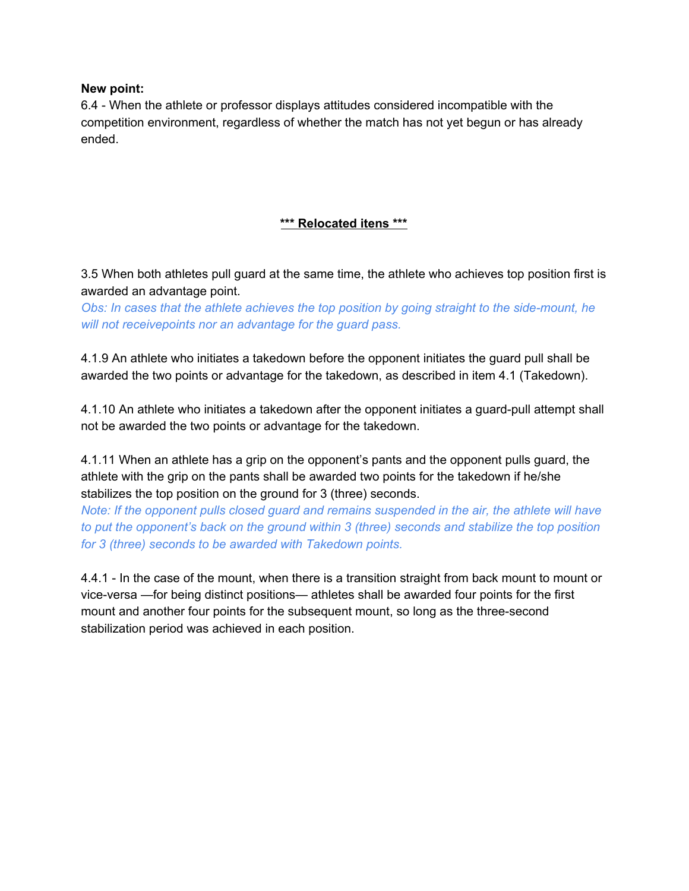**New point:**

6.4 - When the athlete or professor displays attitudes considered incompatible with the competition environment, regardless of whether the match has not yet begun or has already ended.

**<u>*** Relocated itens ***</u>**

3.5 When both athletes pull guard at the same time, the athlete who achieves top position first is awarded an advantage point.

*Obs: In cases that the athlete achieves the top position by going straight to the side-mount, he will not receivepoints nor an advantage for the guard pass.*

4.1.9 An athlete who initiates a takedown before the opponent initiates the guard pull shall be awarded the two points or advantage for the takedown, as described in item 4.1 (Takedown).

4.1.10 An athlete who initiates a takedown after the opponent initiates a guard-pull attempt shall not be awarded the two points or advantage for the takedown.

4.1.11 When an athlete has a grip on the opponent's pants and the opponent pulls guard, the athlete with the grip on the pants shall be awarded two points for the takedown if he/she stabilizes the top position on the ground for 3 (three) seconds.

*Note: If the opponent pulls closed guard and remains suspended in the air, the athlete will have to put the opponent's back on the ground within 3 (three) seconds and stabilize the top position for 3 (three) seconds to be awarded with Takedown points.*

4.4.1 - In the case of the mount, when there is a transition straight from back mount to mount or vice-versa —for being distinct positions— athletes shall be awarded four points for the first mount and another four points for the subsequent mount, so long as the three-second stabilization period was achieved in each position.